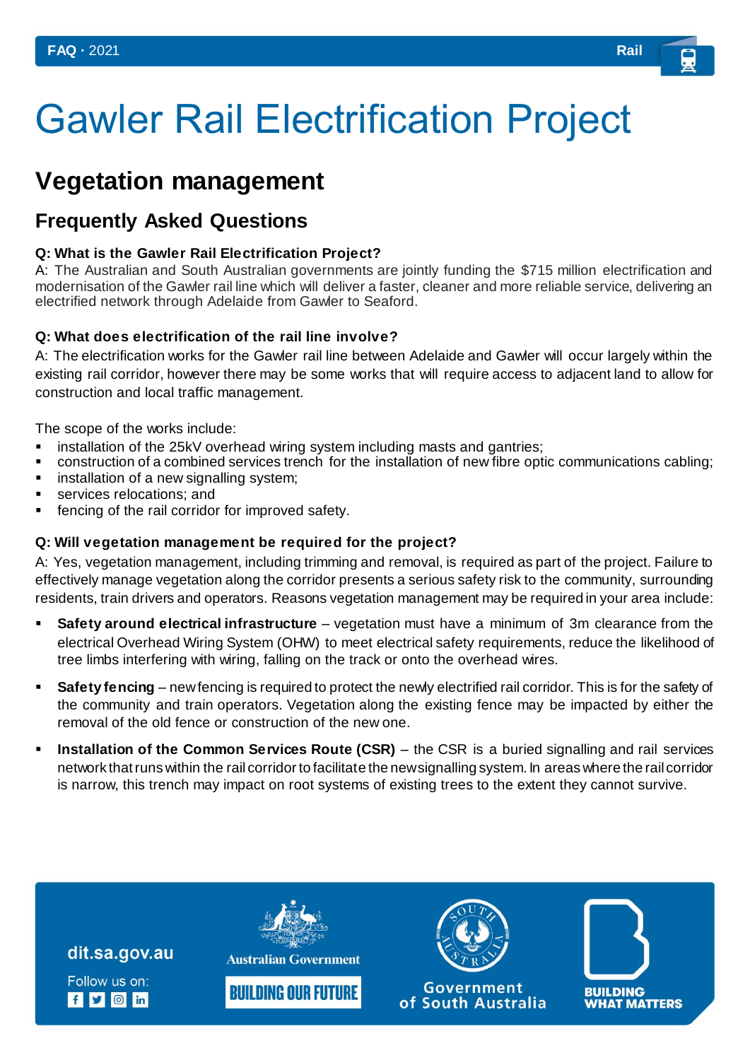# Gawler Rail Electrification Project

## Vegetation management

### Frequently Asked Questions

**Q: What is the Gawler Rail Electrification Project?**

A: The Australian and South Australian governments are jointly funding the $715 million electrification and modernisation of the Gawler rail line which will deliver a faster, cleaner and more reliable service, delivering an electrified network through Adelaide from Gawler to Seaford.

**Q: What does electrification of the rail line involve?**

A: The electrification works for the Gawler rail line between Adelaide and Gawler will occur largely within the existing rail corridor, however there may be some works that will require access to adjacent land to allow for construction and local traffic management.

The scope of the works include:

- installation of the 25kV overhead wiring system including masts and gantries;
- construction of a combined services trench for the installation of new fibre optic communications cabling;
- installation of a new signalling system;
- services relocations; and
- fencing of the rail corridor for improved safety.

**Q: Will vegetation management be required for the project?**

A: Yes, vegetation management, including trimming and removal, is required as part of the project. Failure to effectively manage vegetation along the corridor presents a serious safety risk to the community, surrounding residents, train drivers and operators. Reasons vegetation management may be required in your area include:

- **Safety around electrical infrastructure** – vegetation must have a minimum of 3m clearance from the electrical Overhead Wiring System (OHW) to meet electrical safety requirements, reduce the likelihood of tree limbs interfering with wiring, falling on the track or onto the overhead wires.
- **Safety fencing** – new fencing is required to protect the newly electrified rail corridor. This is for the safety of the community and train operators. Vegetation along the existing fence may be impacted by either the removal of the old fence or construction of the new one.
- **Installation of the Common Services Route (CSR)** – the CSR is a buried signalling and rail services network that runs within the rail corridor to facilitate the new signalling system. In areas where the rail corridor is narrow, this trench may impact on root systems of existing trees to the extent they cannot survive.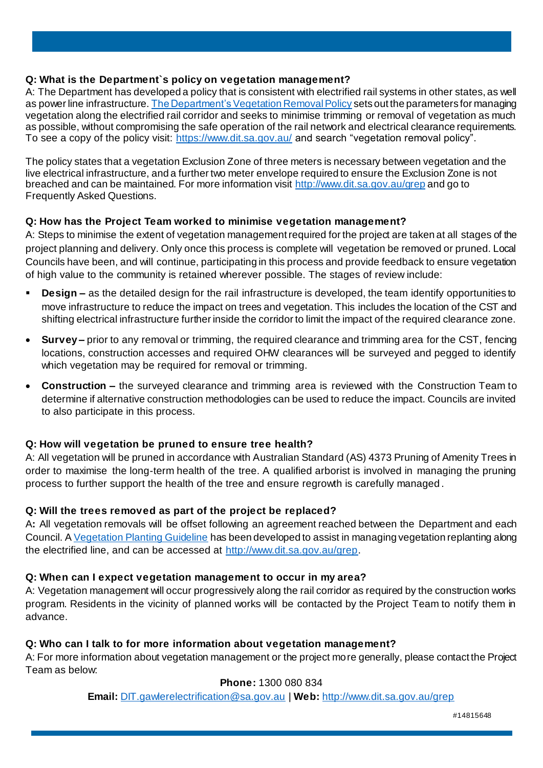**Q: What is the Department`s policy on vegetation management?**

A: The Department has developed a policy that is consistent with electrified rail systems in other states, as well as power line infrastructure. The Department's Vegetation Removal Policy sets out the parameters for managing vegetation along the electrified rail corridor and seeks to minimise trimming or removal of vegetation as much as possible, without compromising the safe operation of the rail network and electrical clearance requirements. To see a copy of the policy visit: https://www.dit.sa.gov.au/ and search "vegetation removal policy".

The policy states that a vegetation Exclusion Zone of three meters is necessary between vegetation and the live electrical infrastructure, and a further two meter envelope required to ensure the Exclusion Zone is not breached and can be maintained. For more information visit http://www.dit.sa.gov.au/grep and go to Frequently Asked Questions.

**Q: How has the Project Team worked to minimise vegetation management?**

A: Steps to minimise the extent of vegetation management required for the project are taken at all stages of the project planning and delivery. Only once this process is complete will vegetation be removed or pruned. Local Councils have been, and will continue, participating in this process and provide feedback to ensure vegetation of high value to the community is retained wherever possible. The stages of review include:

- **Design –** as the detailed design for the rail infrastructure is developed, the team identify opportunities to move infrastructure to reduce the impact on trees and vegetation. This includes the location of the CST and shifting electrical infrastructure further inside the corridor to limit the impact of the required clearance zone.
- **Survey –** prior to any removal or trimming, the required clearance and trimming area for the CST, fencing locations, construction accesses and required OHW clearances will be surveyed and pegged to identify which vegetation may be required for removal or trimming.
- **Construction –** the surveyed clearance and trimming area is reviewed with the Construction Team to determine if alternative construction methodologies can be used to reduce the impact. Councils are invited to also participate in this process.

**Q: How will vegetation be pruned to ensure tree health?**

A: All vegetation will be pruned in accordance with Australian Standard (AS) 4373 Pruning of Amenity Trees in order to maximise the long-term health of the tree. A qualified arborist is involved in managing the pruning process to further support the health of the tree and ensure regrowth is carefully managed.

**Q: Will the trees removed as part of the project be replaced?**

A**:** All vegetation removals will be offset following an agreement reached between the Department and each Council. A Vegetation Planting Guideline has been developed to assist in managing vegetation replanting along the electrified line, and can be accessed at http://www.dit.sa.gov.au/grep.

**Q: When can I expect vegetation management to occur in my area?**

A: Vegetation management will occur progressively along the rail corridor as required by the construction works program. Residents in the vicinity of planned works will be contacted by the Project Team to notify them in advance.

**Q: Who can I talk to for more information about vegetation management?**

A: For more information about vegetation management or the project more generally, please contact the Project Team as below:

**Phone:** 1300 080 834

**Email:** DIT.gawlerelectrification@sa.gov.au | **Web:** http://www.dit.sa.gov.au/grep

#14815648